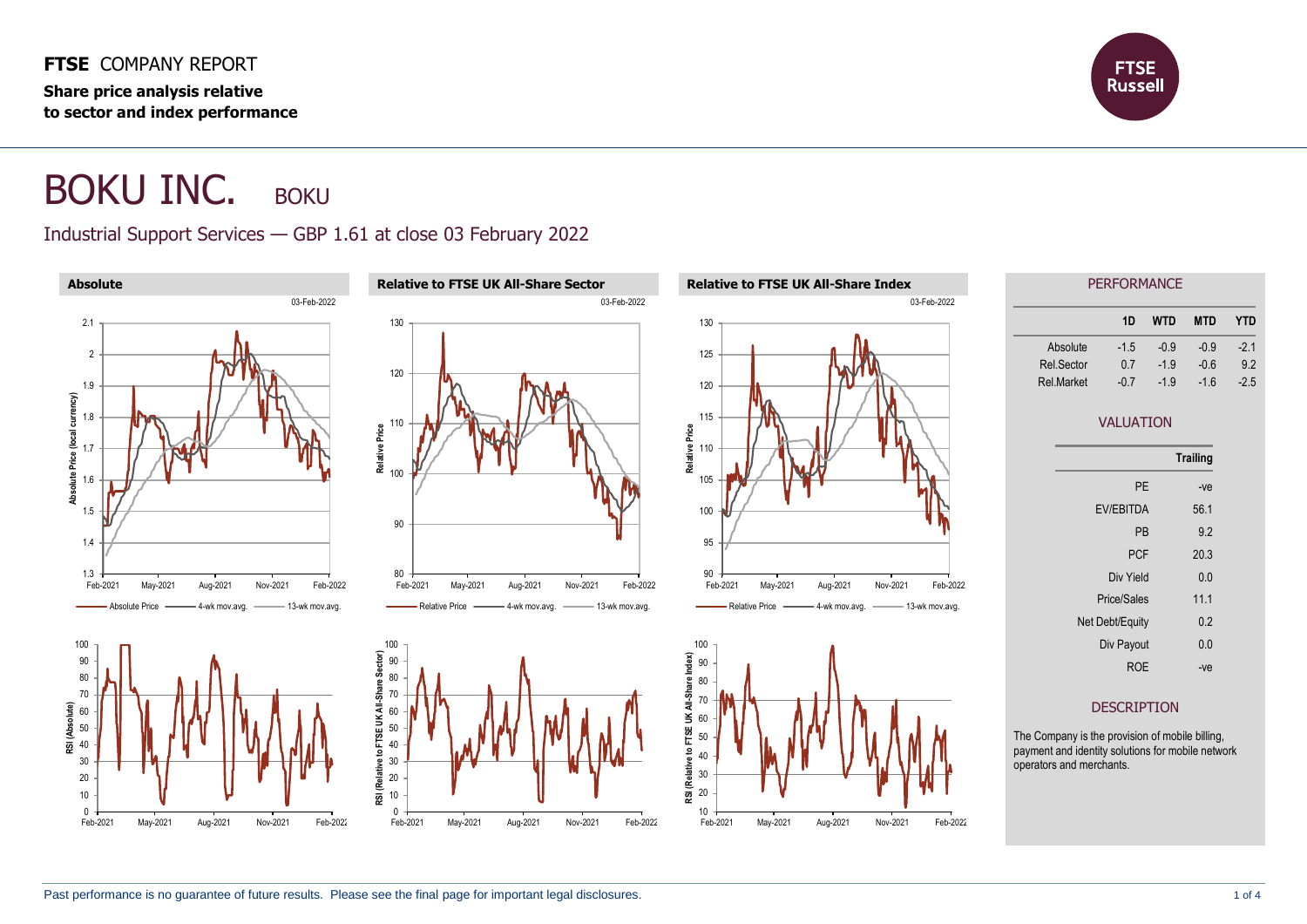**FTSE** COMPANY REPORT

**Share price analysis relative to sector and index performance**

# BOKU INC. BOKU

## Industrial Support Services — GBP 1.61 at close 03 February 2022

### Absolute

03-Feb-2022

Absolute Price — 4-wk mov.avg. — 13-wk mov.avg.

### Relative to FTSE UK All-Share Sector

03-Feb-2022

Relative Price — 4-wk mov.avg. — 13-wk mov.avg.

### Relative to FTSE UK All-Share Index

03-Feb-2022

Relative Price — 4-wk mov.avg. — 13-wk mov.avg.

## PERFORMANCE

| | 1D | WTD | MTD | YTD |
|---|---|---|---|---|
| Absolute | -1.5 | -0.9 | -0.9 | -2.1 |
| Rel.Sector | 0.7 | -1.9 | -0.6 | 9.2 |
| Rel.Market | -0.7 | -1.9 | -1.6 | -2.5 |

## VALUATION

| | Trailing |
|---|---|
| PE | -ve |
| EV/EBITDA | 56.1 |
| PB | 9.2 |
| PCF | 20.3 |
| Div Yield | 0.0 |
| Price/Sales | 11.1 |
| Net Debt/Equity | 0.2 |
| Div Payout | 0.0 |
| ROE | -ve |

## DESCRIPTION

The Company is the provision of mobile billing, payment and identity solutions for mobile network operators and merchants.

Past performance is no guarantee of future results. Please see the final page for important legal disclosures.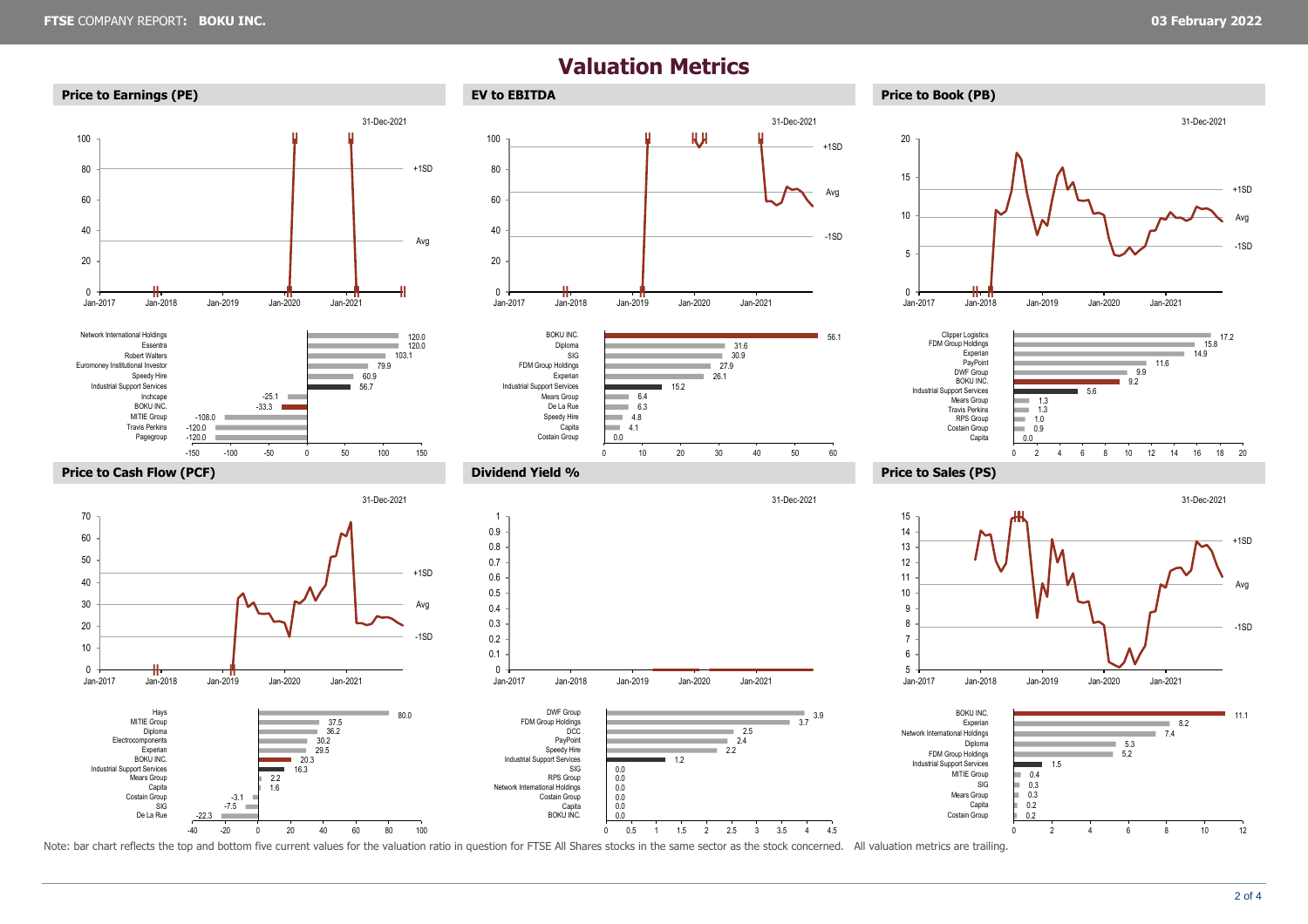# Valuation Metrics

## Price to Earnings (PE)

31-Dec-2021

| Company | PE |
|---|---|
| Network International Holdings | 120.0 |
| Essentra | 120.0 |
| Robert Walters | 103.1 |
| Euromoney Institutional Investor | 79.9 |
| Speedy Hire | 60.9 |
| Industrial Support Services | 56.7 |
| Inchcape | -25.1 |
| BOKU INC. | -33.3 |
| MITIE Group | -108.0 |
| Travis Perkins | -120.0 |
| Pagegroup | -120.0 |

## EV to EBITDA

31-Dec-2021

| Company | EV to EBITDA |
|---|---|
| BOKU INC. | 56.1 |
| Diploma | 31.6 |
| SIG | 30.9 |
| FDM Group Holdings | 27.9 |
| Experian | 26.1 |
| Industrial Support Services | 15.2 |
| Mears Group | 6.4 |
| De La Rue | 6.3 |
| Speedy Hire | 4.8 |
| Capita | 4.1 |
| Costain Group | 0.0 |

## Price to Book (PB)

31-Dec-2021

| Company | PB |
|---|---|
| Clipper Logistics | 17.2 |
| FDM Group Holdings | 15.8 |
| Experian | 14.9 |
| PayPoint | 11.6 |
| DWF Group | 9.9 |
| BOKU INC. | 9.2 |
| Industrial Support Services | 5.6 |
| Mears Group | 1.3 |
| Travis Perkins | 1.3 |
| RPS Group | 1.0 |
| Costain Group | 0.9 |
| Capita | 0.0 |

## Price to Cash Flow (PCF)

31-Dec-2021

| Company | PCF |
|---|---|
| Hays | 80.0 |
| MITIE Group | 37.5 |
| Diploma | 36.2 |
| Electrocomponents | 30.2 |
| Experian | 29.5 |
| BOKU INC. | 20.3 |
| Industrial Support Services | 16.3 |
| Mears Group | 2.2 |
| Capita | 1.6 |
| Costain Group | -3.1 |
| SIG | -7.5 |
| De La Rue | -22.3 |

## Dividend Yield %

31-Dec-2021

| Company | Dividend Yield % |
|---|---|
| DWF Group | 3.9 |
| FDM Group Holdings | 3.7 |
| DCC | 2.5 |
| PayPoint | 2.4 |
| Speedy Hire | 2.2 |
| Industrial Support Services | 1.2 |
| SIG | 0.0 |
| RPS Group | 0.0 |
| Network International Holdings | 0.0 |
| Costain Group | 0.0 |
| Capita | 0.0 |
| BOKU INC. | 0.0 |

## Price to Sales (PS)

31-Dec-2021

| Company | PS |
|---|---|
| BOKU INC. | 11.1 |
| Experian | 8.2 |
| Network International Holdings | 7.4 |
| Diploma | 5.3 |
| FDM Group Holdings | 5.2 |
| Industrial Support Services | 1.5 |
| MITIE Group | 0.4 |
| SIG | 0.3 |
| Mears Group | 0.3 |
| Capita | 0.2 |
| Costain Group | 0.2 |

Note: bar chart reflects the top and bottom five current values for the valuation ratio in question for FTSE All Shares stocks in the same sector as the stock concerned. All valuation metrics are trailing.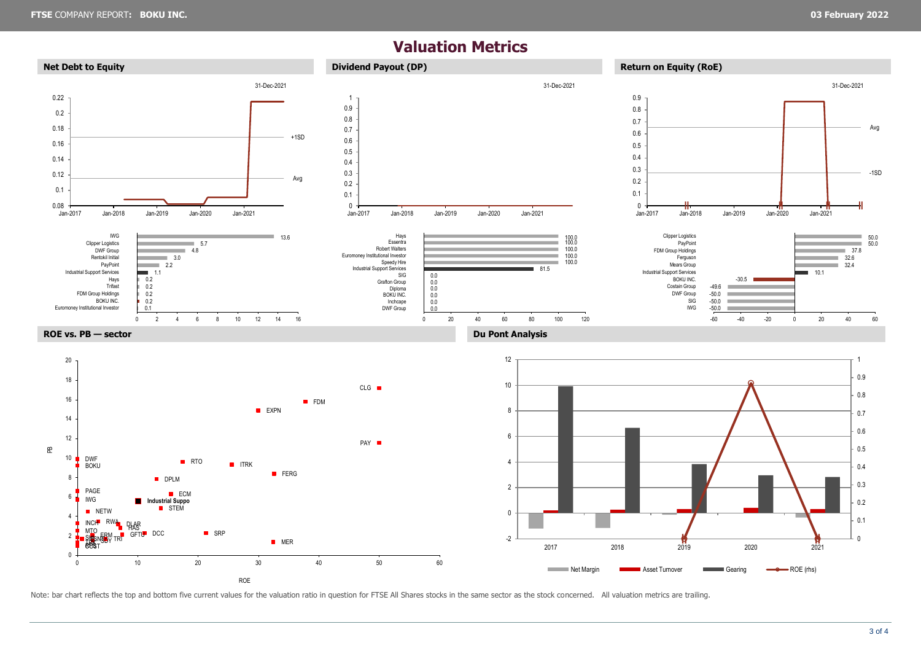# Valuation Metrics

## Net Debt to Equity

31-Dec-2021

| Company | Net Debt to Equity |
|---|---|
| IWG | 13.6 |
| Clipper Logistics | 5.7 |
| DWF Group | 4.8 |
| Rentokil Initial | 3.0 |
| PayPoint | 2.2 |
| Industrial Support Services | 1.1 |
| Hays | 0.2 |
| Trifast | 0.2 |
| FDM Group Holdings | 0.2 |
| BOKU INC. | 0.2 |
| Euromoney Institutional Investor | 0.1 |

## Dividend Payout (DP)

31-Dec-2021

| Company | Dividend Payout |
|---|---|
| Hays | 100.0 |
| Essentra | 100.0 |
| Robert Walters | 100.0 |
| Euromoney Institutional Investor | 100.0 |
| Speedy Hire | 100.0 |
| Industrial Support Services | 81.5 |
| SIG | 0.0 |
| Grafton Group | 0.0 |
| Diploma | 0.0 |
| BOKU INC. | 0.0 |
| Inchcape | 0.0 |
| DWF Group | 0.0 |

## Return on Equity (RoE)

31-Dec-2021

| Company | RoE |
|---|---|
| Clipper Logistics | 50.0 |
| PayPoint | 50.0 |
| FDM Group Holdings | 37.8 |
| Ferguson | 32.6 |
| Mears Group | 32.4 |
| Industrial Support Services | 10.1 |
| BOKU INC. | -30.5 |
| Costain Group | -49.6 |
| DWF Group | -50.0 |
| SIG | -50.0 |
| IWG | -50.0 |

## ROE vs. PB — sector

## Du Pont Analysis

Net Margin | Asset Turnover | Gearing | ROE (rhs)

Note: bar chart reflects the top and bottom five current values for the valuation ratio in question for FTSE All Shares stocks in the same sector as the stock concerned. All valuation metrics are trailing.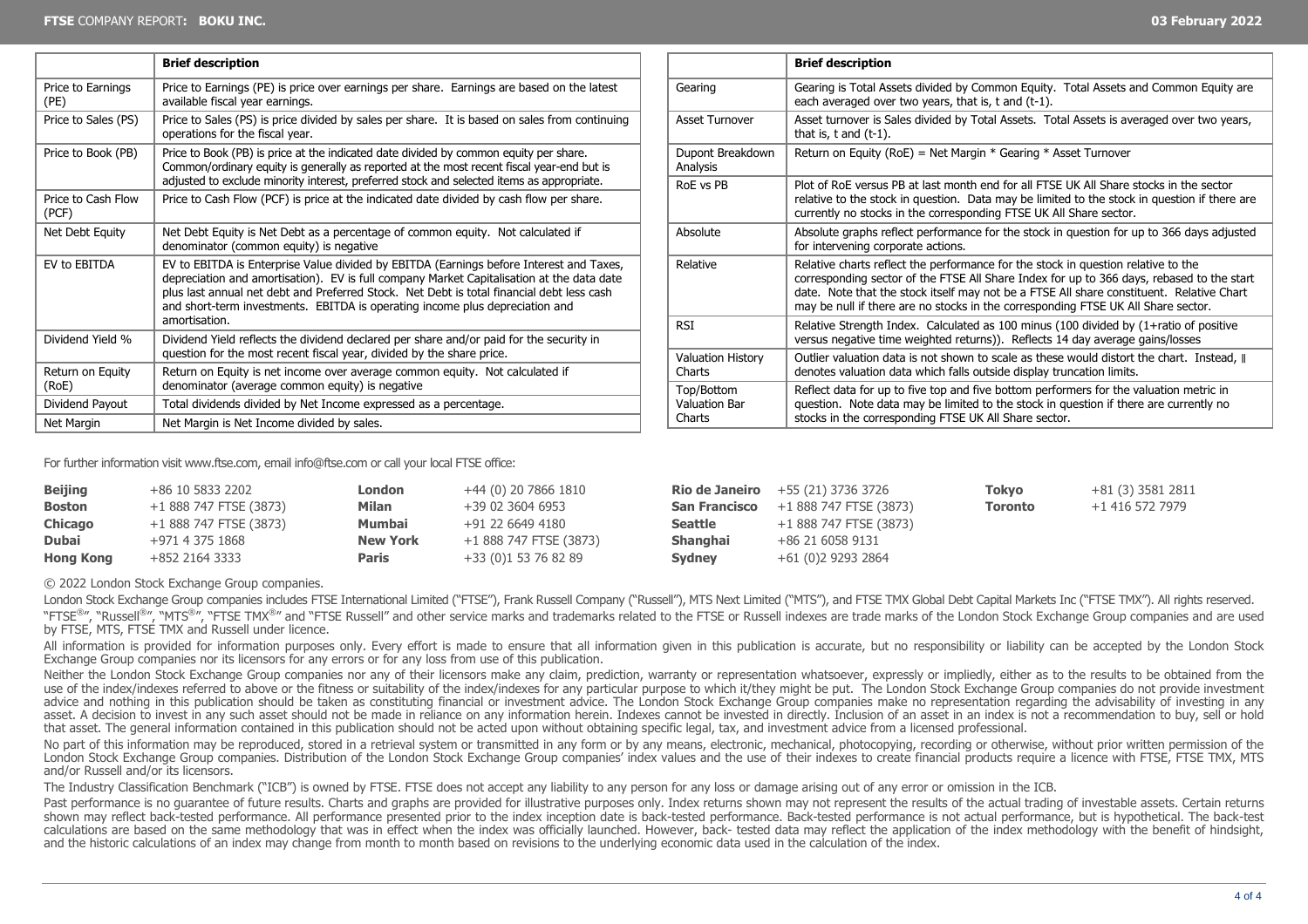| | Brief description |
|---|---|
| Price to Earnings (PE) | Price to Earnings (PE) is price over earnings per share. Earnings are based on the latest available fiscal year earnings. |
| Price to Sales (PS) | Price to Sales (PS) is price divided by sales per share. It is based on sales from continuing operations for the fiscal year. |
| Price to Book (PB) | Price to Book (PB) is price at the indicated date divided by common equity per share. Common/ordinary equity is generally as reported at the most recent fiscal year-end but is adjusted to exclude minority interest, preferred stock and selected items as appropriate. |
| Price to Cash Flow (PCF) | Price to Cash Flow (PCF) is price at the indicated date divided by cash flow per share. |
| Net Debt Equity | Net Debt Equity is Net Debt as a percentage of common equity. Not calculated if denominator (common equity) is negative |
| EV to EBITDA | EV to EBITDA is Enterprise Value divided by EBITDA (Earnings before Interest and Taxes, depreciation and amortisation). EV is full company Market Capitalisation at the data date plus last annual net debt and Preferred Stock. Net Debt is total financial debt less cash and short-term investments. EBITDA is operating income plus depreciation and amortisation. |
| Dividend Yield % | Dividend Yield reflects the dividend declared per share and/or paid for the security in question for the most recent fiscal year, divided by the share price. |
| Return on Equity (RoE) | Return on Equity is net income over average common equity. Not calculated if denominator (average common equity) is negative |
| Dividend Payout | Total dividends divided by Net Income expressed as a percentage. |
| Net Margin | Net Margin is Net Income divided by sales. |

| | Brief description |
|---|---|
| Gearing | Gearing is Total Assets divided by Common Equity. Total Assets and Common Equity are each averaged over two years, that is, t and (t-1). |
| Asset Turnover | Asset turnover is Sales divided by Total Assets. Total Assets is averaged over two years, that is, t and (t-1). |
| Dupont Breakdown Analysis | Return on Equity (RoE) = Net Margin * Gearing * Asset Turnover |
| RoE vs PB | Plot of RoE versus PB at last month end for all FTSE UK All Share stocks in the sector relative to the stock in question. Data may be limited to the stock in question if there are currently no stocks in the corresponding FTSE UK All Share sector. |
| Absolute | Absolute graphs reflect performance for the stock in question for up to 366 days adjusted for intervening corporate actions. |
| Relative | Relative charts reflect the performance for the stock in question relative to the corresponding sector of the FTSE All Share Index for up to 366 days, rebased to the start date. Note that the stock itself may not be a FTSE All share constituent. Relative Chart may be null if there are no stocks in the corresponding FTSE UK All Share sector. |
| RSI | Relative Strength Index. Calculated as 100 minus (100 divided by (1+ratio of positive versus negative time weighted returns)). Reflects 14 day average gains/losses |
| Valuation History Charts | Outlier valuation data is not shown to scale as these would distort the chart. Instead, ‖ denotes valuation data which falls outside display truncation limits. |
| Top/Bottom Valuation Bar Charts | Reflect data for up to five top and five bottom performers for the valuation metric in question. Note data may be limited to the stock in question if there are currently no stocks in the corresponding FTSE UK All Share sector. |

For further information visit www.ftse.com, email info@ftse.com or call your local FTSE office:

| | | | | | | | |
|---|---|---|---|---|---|---|---|
| **Beijing** | +86 10 5833 2202 | **London** | +44 (0) 20 7866 1810 | **Rio de Janeiro** | +55 (21) 3736 3726 | **Tokyo** | +81 (3) 3581 2811 |
| **Boston** | +1 888 747 FTSE (3873) | **Milan** | +39 02 3604 6953 | **San Francisco** | +1 888 747 FTSE (3873) | **Toronto** | +1 416 572 7979 |
| **Chicago** | +1 888 747 FTSE (3873) | **Mumbai** | +91 22 6649 4180 | **Seattle** | +1 888 747 FTSE (3873) | | |
| **Dubai** | +971 4 375 1868 | **New York** | +1 888 747 FTSE (3873) | **Shanghai** | +86 21 6058 9131 | | |
| **Hong Kong** | +852 2164 3333 | **Paris** | +33 (0)1 53 76 82 89 | **Sydney** | +61 (0)2 9293 2864 | | |

© 2022 London Stock Exchange Group companies.

London Stock Exchange Group companies includes FTSE International Limited ("FTSE"), Frank Russell Company ("Russell"), MTS Next Limited ("MTS"), and FTSE TMX Global Debt Capital Markets Inc ("FTSE TMX"). All rights reserved. "FTSE®", "Russell®", "MTS®", "FTSE TMX®" and "FTSE Russell" and other service marks and trademarks related to the FTSE or Russell indexes are trade marks of the London Stock Exchange Group companies and are used by FTSE, MTS, FTSE TMX and Russell under licence.

All information is provided for information purposes only. Every effort is made to ensure that all information given in this publication is accurate, but no responsibility or liability can be accepted by the London Stock Exchange Group companies nor its licensors for any errors or for any loss from use of this publication.

Neither the London Stock Exchange Group companies nor any of their licensors make any claim, prediction, warranty or representation whatsoever, expressly or impliedly, either as to the results to be obtained from the use of the index/indexes referred to above or the fitness or suitability of the index/indexes for any particular purpose to which it/they might be put. The London Stock Exchange Group companies do not provide investment advice and nothing in this publication should be taken as constituting financial or investment advice. The London Stock Exchange Group companies make no representation regarding the advisability of investing in any asset. A decision to invest in any such asset should not be made in reliance on any information herein. Indexes cannot be invested in directly. Inclusion of an asset in an index is not a recommendation to buy, sell or hold that asset. The general information contained in this publication should not be acted upon without obtaining specific legal, tax, and investment advice from a licensed professional.

No part of this information may be reproduced, stored in a retrieval system or transmitted in any form or by any means, electronic, mechanical, photocopying, recording or otherwise, without prior written permission of the London Stock Exchange Group companies. Distribution of the London Stock Exchange Group companies' index values and the use of their indexes to create financial products require a licence with FTSE, FTSE TMX, MTS and/or Russell and/or its licensors.

The Industry Classification Benchmark ("ICB") is owned by FTSE. FTSE does not accept any liability to any person for any loss or damage arising out of any error or omission in the ICB.

Past performance is no guarantee of future results. Charts and graphs are provided for illustrative purposes only. Index returns shown may not represent the results of the actual trading of investable assets. Certain returns shown may reflect back-tested performance. All performance presented prior to the index inception date is back-tested performance. Back-tested performance is not actual performance, but is hypothetical. The back-test calculations are based on the same methodology that was in effect when the index was officially launched. However, back- tested data may reflect the application of the index methodology with the benefit of hindsight, and the historic calculations of an index may change from month to month based on revisions to the underlying economic data used in the calculation of the index.